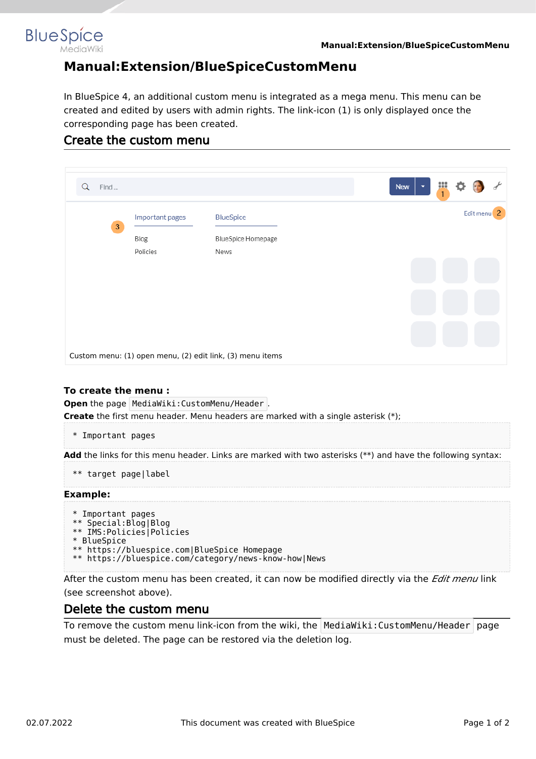# Manual:Extension/BlueSpiceCustomMenu

In BlueSpice 4, an additional custom menu is integrated as a mega menu. This menu can be created and edited by users with admin rights. The link-icon (1) is only displayed once the corresponding page has been created.

## Create the custom menu

Custom menu: (1) open menu, (2) edit link, (3) menu items

**To create the menu :**

**Open** the page `MediaWiki:CustomMenu/Header`.

**Create** the first menu header. Menu headers are marked with a single asterisk (*);

```
* Important pages
```

**Add** the links for this menu header. Links are marked with two asterisks (**) and have the following syntax:

```
** target page|label
```

**Example:**

```
* Important pages
** Special:Blog|Blog
** IMS:Policies|Policies
* BlueSpice
** https://bluespice.com|BlueSpice Homepage
** https://bluespice.com/category/news-know-how|News
```

After the custom menu has been created, it can now be modified directly via the *Edit menu* link (see screenshot above).

## Delete the custom menu

To remove the custom menu link-icon from the wiki, the `MediaWiki:CustomMenu/Header` page must be deleted. The page can be restored via the deletion log.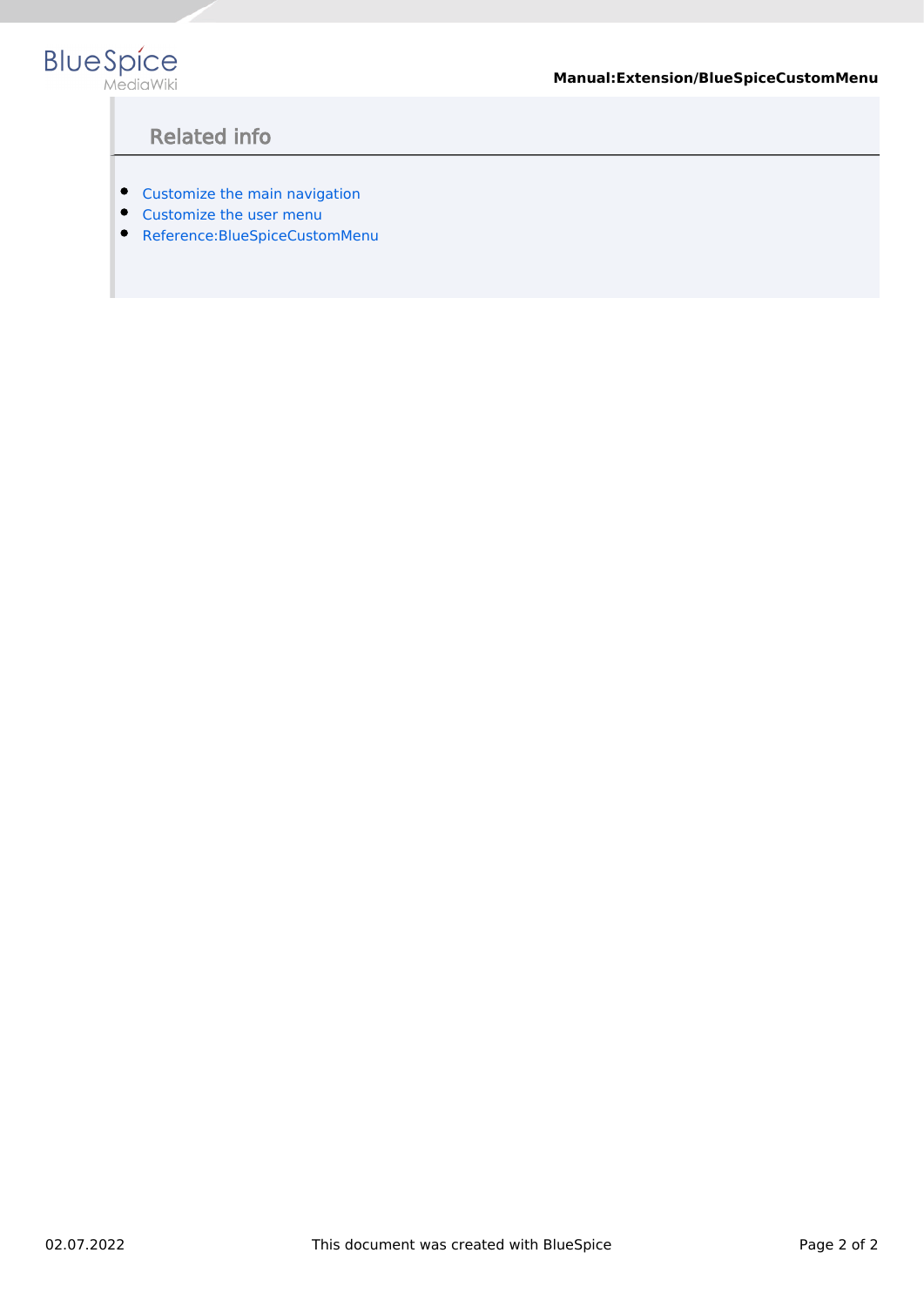## Related info

- Customize the main navigation
- Customize the user menu
- Reference:BlueSpiceCustomMenu